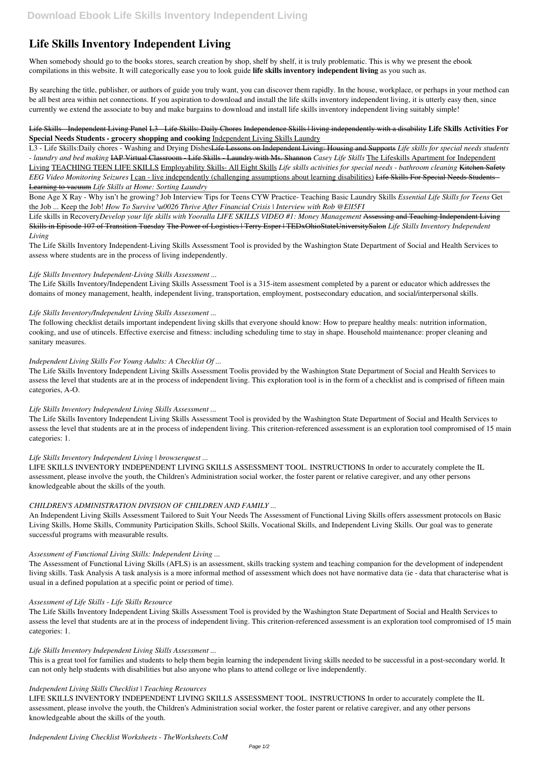# Life Skills Inventory Independent Living

When somebody should go to the books stores, search creation by shop, shelf by shelf, it is truly problematic. This is why we present the ebook compilations in this website. It will categorically ease you to look guide **life skills inventory independent living** as you such as.

By searching the title, publisher, or authors of guide you truly want, you can discover them rapidly. In the house, workplace, or perhaps in your method can be all best area within net connections. If you aspiration to download and install the life skills inventory independent living, it is utterly easy then, since currently we extend the associate to buy and make bargains to download and install life skills inventory independent living suitably simple!

~~Life Skills - Independent Living Panel~~ ~~L3 - Life Skills: Daily Chores~~ ~~Independence Skills | living independently with a disability~~ **Life Skills Activities For Special Needs Students - grocery shopping and cooking** Independent Living Skills Laundry

L3 - Life Skills:Daily chores - Washing and Drying Dishes~~Life Lessons on Independent Living: Housing and Supports~~ *Life skills for special needs students - laundry and bed making* ~~IAP Virtual Classroom - Life Skills - Laundry with Ms. Shannon~~ *Casey Life Skills* The Lifeskills Apartment for Independent Living TEACHING TEEN LIFE SKILLS Employability Skills- All Eight Skills *Life skills activities for special needs - bathroom cleaning* ~~Kitchen Safety~~ *EEG Video Monitoring Seizures* I can - live independently (challenging assumptions about learning disabilities) ~~Life Skills For Special Needs Students - Learning to vacuum~~ *Life Skills at Home: Sorting Laundry*

Bone Age X Ray - Why isn't he growing? Job Interview Tips for Teens CYW Practice- Teaching Basic Laundry Skills *Essential Life Skills for Teens* Get the Job ... Keep the Job! *How To Survive \u0026 Thrive After Financial Crisis | Interview with Rob @ElI5FI*

Life skills in Recovery*Develop your life skills with Yooralla LIFE SKILLS VIDEO #1: Money Management* ~~Assessing and Teaching Independent Living Skills in Episode 107 of Transition Tuesday~~ ~~The Power of Logistics | Terry Esper | TEDxOhioStateUniversitySalon~~ *Life Skills Inventory Independent Living*

The Life Skills Inventory Independent-Living Skills Assessment Tool is provided by the Washington State Department of Social and Health Services to assess where students are in the process of living independently.

*Life Skills Inventory Independent-Living Skills Assessment ...*

The Life Skills Inventory/Independent Living Skills Assessment Tool is a 315-item assesment completed by a parent or educator which addresses the domains of money management, health, independent living, transportation, employment, postsecondary education, and social/interpersonal skills.

*Life Skills Inventory/Independent Living Skills Assessment ...*

The following checklist details important independent living skills that everyone should know: How to prepare healthy meals: nutrition information, cooking, and use of utincels. Effective exercise and fitness: including scheduling time to stay in shape. Household maintenance: proper cleaning and sanitary measures.

*Independent Living Skills For Young Adults: A Checklist Of ...*

The Life Skills Inventory Independent Living Skills Assessment Toolis provided by the Washington State Department of Social and Health Services to assess the level that students are at in the process of independent living. This exploration tool is in the form of a checklist and is comprised of fifteen main categories, A-O.

*Life Skills Inventory Independent Living Skills Assessment ...*

The Life Skills Inventory Independent Living Skills Assessment Tool is provided by the Washington State Department of Social and Health Services to assess the level that students are at in the process of independent living. This criterion-referenced assessment is an exploration tool compromised of 15 main categories: 1.

*Life Skills Inventory Independent Living | browserquest ...*

LIFE SKILLS INVENTORY INDEPENDENT LIVING SKILLS ASSESSMENT TOOL. INSTRUCTIONS In order to accurately complete the IL assessment, please involve the youth, the Children's Administration social worker, the foster parent or relative caregiver, and any other persons knowledgeable about the skills of the youth.

*CHILDREN'S ADMINISTRATION DIVISION OF CHILDREN AND FAMILY ...*

An Independent Living Skills Assessment Tailored to Suit Your Needs The Assessment of Functional Living Skills offers assessment protocols on Basic Living Skills, Home Skills, Community Participation Skills, School Skills, Vocational Skills, and Independent Living Skills. Our goal was to generate successful programs with measurable results.

*Assessment of Functional Living Skills: Independent Living ...*

The Assessment of Functional Living Skills (AFLS) is an assessment, skills tracking system and teaching companion for the development of independent living skills. Task Analysis A task analysis is a more informal method of assessment which does not have normative data (ie - data that characterise what is usual in a defined population at a specific point or period of time).

*Assessment of Life Skills - Life Skills Resource*

The Life Skills Inventory Independent Living Skills Assessment Tool is provided by the Washington State Department of Social and Health Services to assess the level that students are at in the process of independent living. This criterion-referenced assessment is an exploration tool compromised of 15 main categories: 1.

*Life Skills Inventory Independent Living Skills Assessment ...*

This is a great tool for families and students to help them begin learning the independent living skills needed to be successful in a post-secondary world. It can not only help students with disabilities but also anyone who plans to attend college or live independently.

*Independent Living Skills Checklist | Teaching Resources*

LIFE SKILLS INVENTORY INDEPENDENT LIVING SKILLS ASSESSMENT TOOL. INSTRUCTIONS In order to accurately complete the IL assessment, please involve the youth, the Children's Administration social worker, the foster parent or relative caregiver, and any other persons knowledgeable about the skills of the youth.

*Independent Living Checklist Worksheets - TheWorksheets.CoM*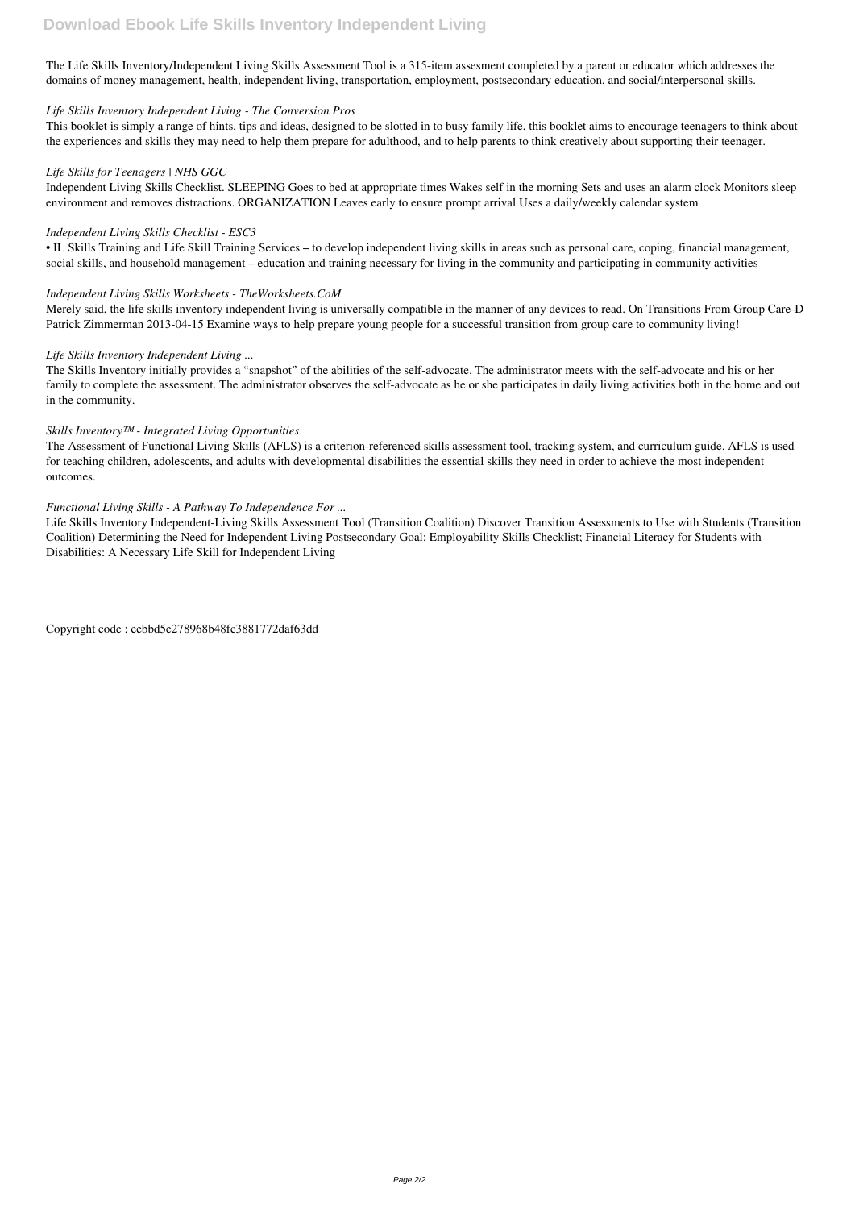The Life Skills Inventory/Independent Living Skills Assessment Tool is a 315-item assesment completed by a parent or educator which addresses the domains of money management, health, independent living, transportation, employment, postsecondary education, and social/interpersonal skills.

*Life Skills Inventory Independent Living - The Conversion Pros*

This booklet is simply a range of hints, tips and ideas, designed to be slotted in to busy family life, this booklet aims to encourage teenagers to think about the experiences and skills they may need to help them prepare for adulthood, and to help parents to think creatively about supporting their teenager.

*Life Skills for Teenagers | NHS GGC*

Independent Living Skills Checklist. SLEEPING Goes to bed at appropriate times Wakes self in the morning Sets and uses an alarm clock Monitors sleep environment and removes distractions. ORGANIZATION Leaves early to ensure prompt arrival Uses a daily/weekly calendar system

*Independent Living Skills Checklist - ESC3*

• IL Skills Training and Life Skill Training Services – to develop independent living skills in areas such as personal care, coping, financial management, social skills, and household management – education and training necessary for living in the community and participating in community activities

*Independent Living Skills Worksheets - TheWorksheets.CoM*

Merely said, the life skills inventory independent living is universally compatible in the manner of any devices to read. On Transitions From Group Care-D Patrick Zimmerman 2013-04-15 Examine ways to help prepare young people for a successful transition from group care to community living!

*Life Skills Inventory Independent Living ...*

The Skills Inventory initially provides a "snapshot" of the abilities of the self-advocate. The administrator meets with the self-advocate and his or her family to complete the assessment. The administrator observes the self-advocate as he or she participates in daily living activities both in the home and out in the community.

*Skills Inventory™ - Integrated Living Opportunities*

The Assessment of Functional Living Skills (AFLS) is a criterion-referenced skills assessment tool, tracking system, and curriculum guide. AFLS is used for teaching children, adolescents, and adults with developmental disabilities the essential skills they need in order to achieve the most independent outcomes.

*Functional Living Skills - A Pathway To Independence For ...*

Life Skills Inventory Independent-Living Skills Assessment Tool (Transition Coalition) Discover Transition Assessments to Use with Students (Transition Coalition) Determining the Need for Independent Living Postsecondary Goal; Employability Skills Checklist; Financial Literacy for Students with Disabilities: A Necessary Life Skill for Independent Living

Copyright code : eebbd5e278968b48fc3881772daf63dd